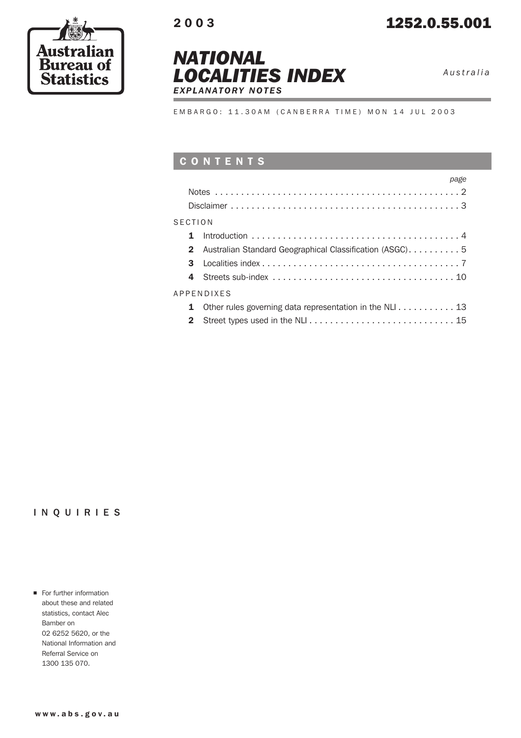Australian Bureau of Statistics

2003

1252.0.55.001

# NATIONAL LOCALITIES INDEX

## EXPLANATORY NOTES

*Australia*

EMBARGO: 11.30AM (CANBERRA TIME) MON 14 JUL 2003

## CONTENTS

| | | page |
|---|---|---|
| | Notes | 2 |
| | Disclaimer | 3 |
| **SECTION** | | |
| **1** | Introduction | 4 |
| **2** | Australian Standard Geographical Classification (ASGC) | 5 |
| **3** | Localities index | 7 |
| **4** | Streets sub-index | 10 |
| **APPENDIXES** | | |
| **1** | Other rules governing data representation in the NLI | 13 |
| **2** | Street types used in the NLI | 15 |

## INQUIRIES

- For further information about these and related statistics, contact Alec Bamber on 02 6252 5620, or the National Information and Referral Service on 1300 135 070.

www.abs.gov.au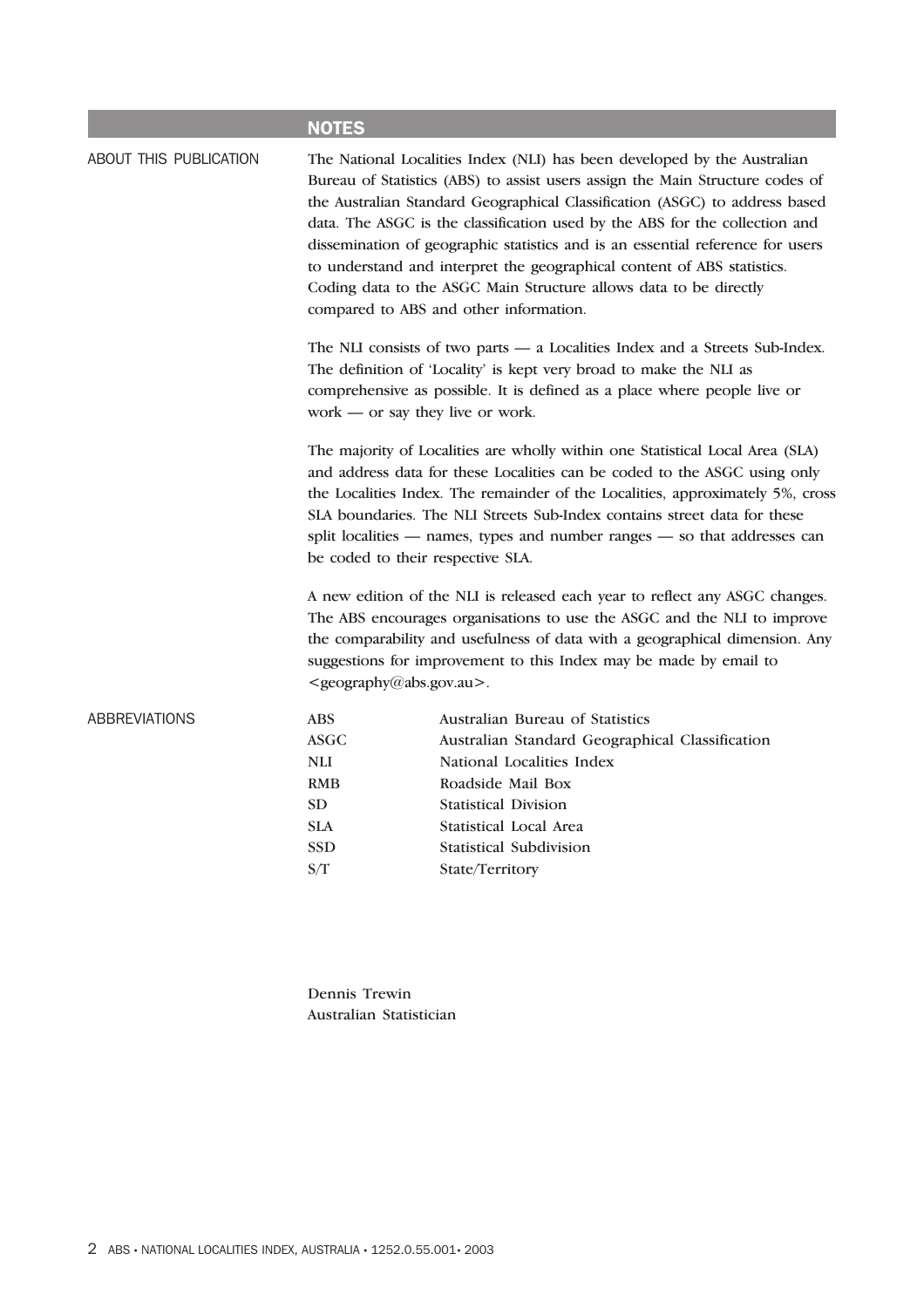## NOTES

### ABOUT THIS PUBLICATION

The National Localities Index (NLI) has been developed by the Australian Bureau of Statistics (ABS) to assist users assign the Main Structure codes of the Australian Standard Geographical Classification (ASGC) to address based data. The ASGC is the classification used by the ABS for the collection and dissemination of geographic statistics and is an essential reference for users to understand and interpret the geographical content of ABS statistics. Coding data to the ASGC Main Structure allows data to be directly compared to ABS and other information.

The NLI consists of two parts — a Localities Index and a Streets Sub-Index. The definition of 'Locality' is kept very broad to make the NLI as comprehensive as possible. It is defined as a place where people live or work — or say they live or work.

The majority of Localities are wholly within one Statistical Local Area (SLA) and address data for these Localities can be coded to the ASGC using only the Localities Index. The remainder of the Localities, approximately 5%, cross SLA boundaries. The NLI Streets Sub-Index contains street data for these split localities — names, types and number ranges — so that addresses can be coded to their respective SLA.

A new edition of the NLI is released each year to reflect any ASGC changes. The ABS encourages organisations to use the ASGC and the NLI to improve the comparability and usefulness of data with a geographical dimension. Any suggestions for improvement to this Index may be made by email to <geography@abs.gov.au>.

### ABBREVIATIONS

| | |
|---|---|
| ABS | Australian Bureau of Statistics |
| ASGC | Australian Standard Geographical Classification |
| NLI | National Localities Index |
| RMB | Roadside Mail Box |
| SD | Statistical Division |
| SLA | Statistical Local Area |
| SSD | Statistical Subdivision |
| S/T | State/Territory |

Dennis Trewin
Australian Statistician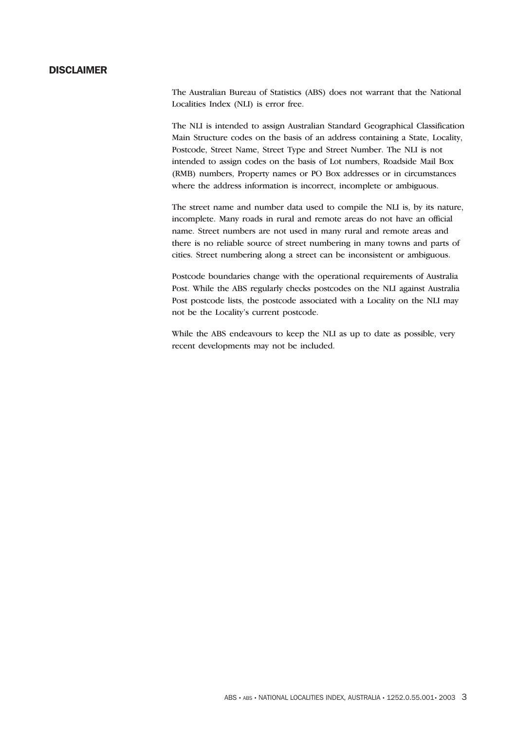## DISCLAIMER

The Australian Bureau of Statistics (ABS) does not warrant that the National Localities Index (NLI) is error free.

The NLI is intended to assign Australian Standard Geographical Classification Main Structure codes on the basis of an address containing a State, Locality, Postcode, Street Name, Street Type and Street Number. The NLI is not intended to assign codes on the basis of Lot numbers, Roadside Mail Box (RMB) numbers, Property names or PO Box addresses or in circumstances where the address information is incorrect, incomplete or ambiguous.

The street name and number data used to compile the NLI is, by its nature, incomplete. Many roads in rural and remote areas do not have an official name. Street numbers are not used in many rural and remote areas and there is no reliable source of street numbering in many towns and parts of cities. Street numbering along a street can be inconsistent or ambiguous.

Postcode boundaries change with the operational requirements of Australia Post. While the ABS regularly checks postcodes on the NLI against Australia Post postcode lists, the postcode associated with a Locality on the NLI may not be the Locality's current postcode.

While the ABS endeavours to keep the NLI as up to date as possible, very recent developments may not be included.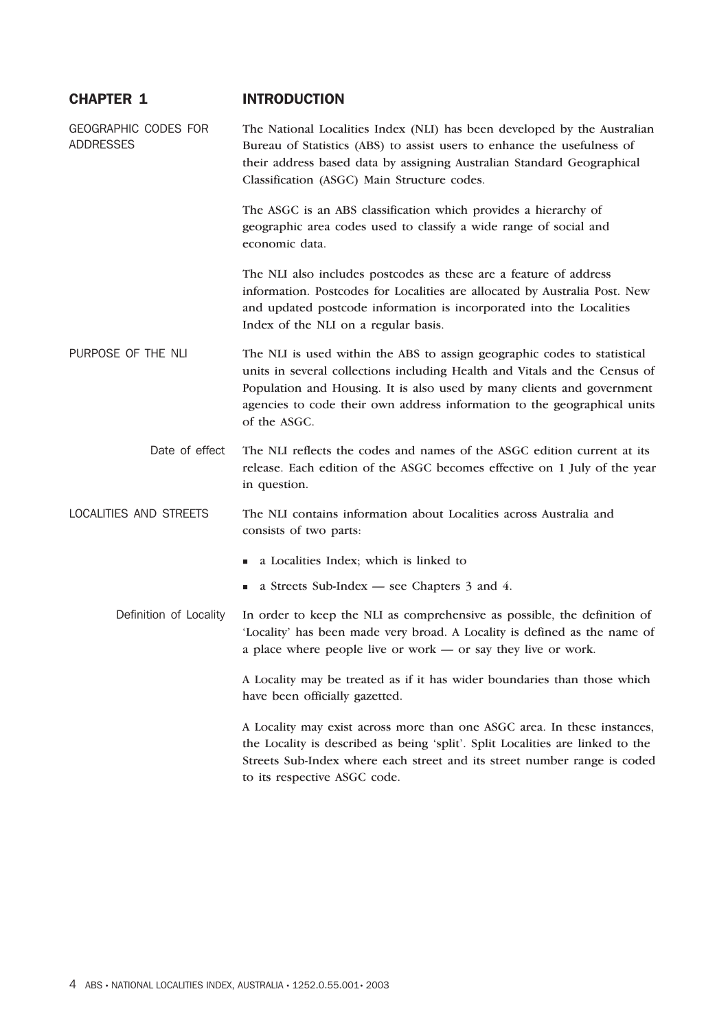# CHAPTER 1 INTRODUCTION

## GEOGRAPHIC CODES FOR ADDRESSES

The National Localities Index (NLI) has been developed by the Australian Bureau of Statistics (ABS) to assist users to enhance the usefulness of their address based data by assigning Australian Standard Geographical Classification (ASGC) Main Structure codes.

The ASGC is an ABS classification which provides a hierarchy of geographic area codes used to classify a wide range of social and economic data.

The NLI also includes postcodes as these are a feature of address information. Postcodes for Localities are allocated by Australia Post. New and updated postcode information is incorporated into the Localities Index of the NLI on a regular basis.

## PURPOSE OF THE NLI

The NLI is used within the ABS to assign geographic codes to statistical units in several collections including Health and Vitals and the Census of Population and Housing. It is also used by many clients and government agencies to code their own address information to the geographical units of the ASGC.

### Date of effect

The NLI reflects the codes and names of the ASGC edition current at its release. Each edition of the ASGC becomes effective on 1 July of the year in question.

## LOCALITIES AND STREETS

The NLI contains information about Localities across Australia and consists of two parts:

- a Localities Index; which is linked to
- a Streets Sub-Index — see Chapters 3 and 4.

### Definition of Locality

In order to keep the NLI as comprehensive as possible, the definition of 'Locality' has been made very broad. A Locality is defined as the name of a place where people live or work — or say they live or work.

A Locality may be treated as if it has wider boundaries than those which have been officially gazetted.

A Locality may exist across more than one ASGC area. In these instances, the Locality is described as being 'split'. Split Localities are linked to the Streets Sub-Index where each street and its street number range is coded to its respective ASGC code.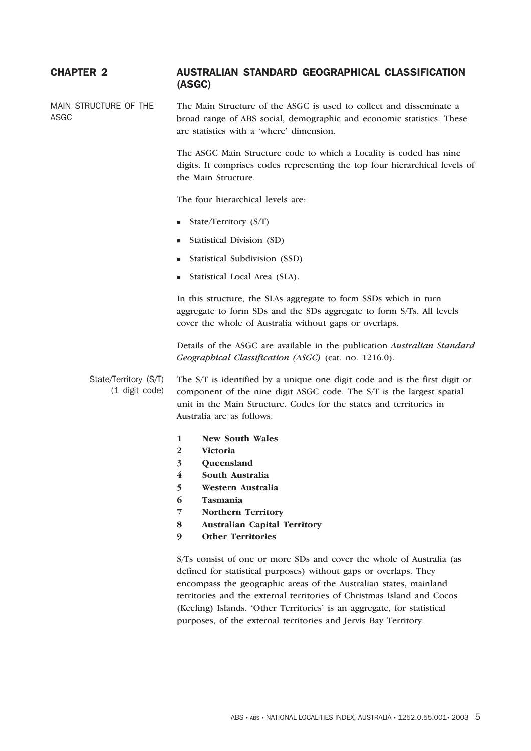# CHAPTER 2 AUSTRALIAN STANDARD GEOGRAPHICAL CLASSIFICATION (ASGC)

## MAIN STRUCTURE OF THE ASGC

The Main Structure of the ASGC is used to collect and disseminate a broad range of ABS social, demographic and economic statistics. These are statistics with a 'where' dimension.

The ASGC Main Structure code to which a Locality is coded has nine digits. It comprises codes representing the top four hierarchical levels of the Main Structure.

The four hierarchical levels are:

- State/Territory (S/T)
- Statistical Division (SD)
- Statistical Subdivision (SSD)
- Statistical Local Area (SLA).

In this structure, the SLAs aggregate to form SSDs which in turn aggregate to form SDs and the SDs aggregate to form S/Ts. All levels cover the whole of Australia without gaps or overlaps.

Details of the ASGC are available in the publication *Australian Standard Geographical Classification (ASGC)* (cat. no. 1216.0).

### State/Territory (S/T) (1 digit code)

The S/T is identified by a unique one digit code and is the first digit or component of the nine digit ASGC code. The S/T is the largest spatial unit in the Main Structure. Codes for the states and territories in Australia are as follows:

**1 New South Wales**
**2 Victoria**
**3 Queensland**
**4 South Australia**
**5 Western Australia**
**6 Tasmania**
**7 Northern Territory**
**8 Australian Capital Territory**
**9 Other Territories**

S/Ts consist of one or more SDs and cover the whole of Australia (as defined for statistical purposes) without gaps or overlaps. They encompass the geographic areas of the Australian states, mainland territories and the external territories of Christmas Island and Cocos (Keeling) Islands. 'Other Territories' is an aggregate, for statistical purposes, of the external territories and Jervis Bay Territory.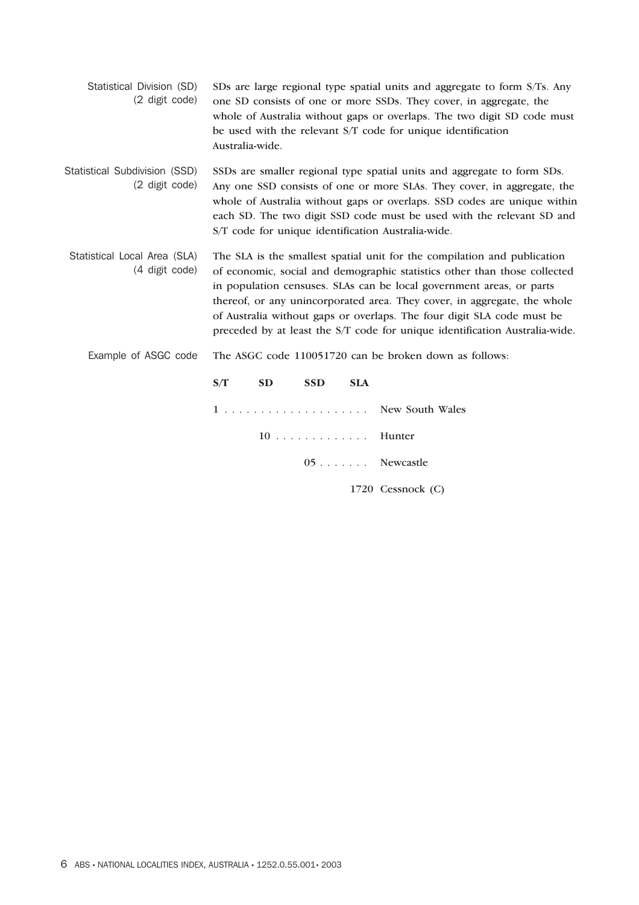**Statistical Division (SD) (2 digit code)**

SDs are large regional type spatial units and aggregate to form S/Ts. Any one SD consists of one or more SSDs. They cover, in aggregate, the whole of Australia without gaps or overlaps. The two digit SD code must be used with the relevant S/T code for unique identification Australia-wide.

**Statistical Subdivision (SSD) (2 digit code)**

SSDs are smaller regional type spatial units and aggregate to form SDs. Any one SSD consists of one or more SLAs. They cover, in aggregate, the whole of Australia without gaps or overlaps. SSD codes are unique within each SD. The two digit SSD code must be used with the relevant SD and S/T code for unique identification Australia-wide.

**Statistical Local Area (SLA) (4 digit code)**

The SLA is the smallest spatial unit for the compilation and publication of economic, social and demographic statistics other than those collected in population censuses. SLAs can be local government areas, or parts thereof, or any unincorporated area. They cover, in aggregate, the whole of Australia without gaps or overlaps. The four digit SLA code must be preceded by at least the S/T code for unique identification Australia-wide.

**Example of ASGC code**

The ASGC code 110051720 can be broken down as follows:

| S/T | SD | SSD | SLA | |
|---|---|---|---|---|
| 1 | | | | New South Wales |
| | 10 | | | Hunter |
| | | 05 | | Newcastle |
| | | | 1720 | Cessnock (C) |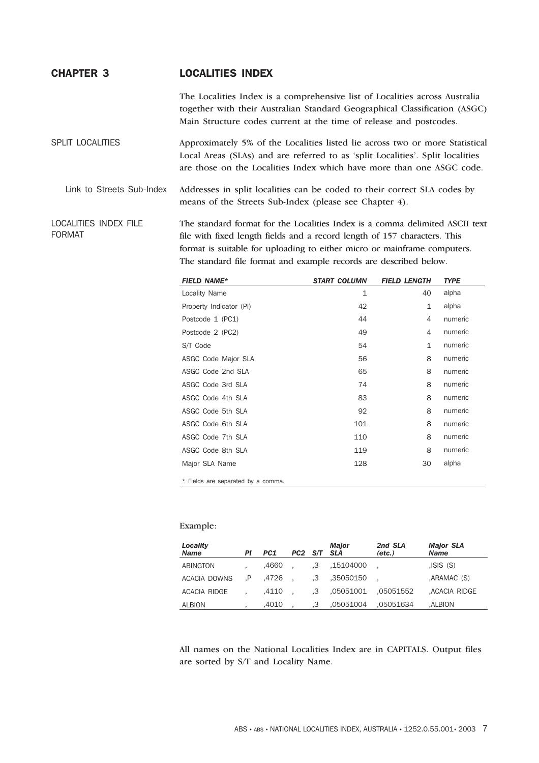# CHAPTER 3 LOCALITIES INDEX

The Localities Index is a comprehensive list of Localities across Australia together with their Australian Standard Geographical Classification (ASGC) Main Structure codes current at the time of release and postcodes.

## SPLIT LOCALITIES

Approximately 5% of the Localities listed lie across two or more Statistical Local Areas (SLAs) and are referred to as 'split Localities'. Split localities are those on the Localities Index which have more than one ASGC code.

### Link to Streets Sub-Index

Addresses in split localities can be coded to their correct SLA codes by means of the Streets Sub-Index (please see Chapter 4).

## LOCALITIES INDEX FILE FORMAT

The standard format for the Localities Index is a comma delimited ASCII text file with fixed length fields and a record length of 157 characters. This format is suitable for uploading to either micro or mainframe computers. The standard file format and example records are described below.

| *FIELD NAME** | *START COLUMN* | *FIELD LENGTH* | *TYPE* |
|---|---|---|---|
| Locality Name | 1 | 40 | alpha |
| Property Indicator (PI) | 42 | 1 | alpha |
| Postcode 1 (PC1) | 44 | 4 | numeric |
| Postcode 2 (PC2) | 49 | 4 | numeric |
| S/T Code | 54 | 1 | numeric |
| ASGC Code Major SLA | 56 | 8 | numeric |
| ASGC Code 2nd SLA | 65 | 8 | numeric |
| ASGC Code 3rd SLA | 74 | 8 | numeric |
| ASGC Code 4th SLA | 83 | 8 | numeric |
| ASGC Code 5th SLA | 92 | 8 | numeric |
| ASGC Code 6th SLA | 101 | 8 | numeric |
| ASGC Code 7th SLA | 110 | 8 | numeric |
| ASGC Code 8th SLA | 119 | 8 | numeric |
| Major SLA Name | 128 | 30 | alpha |

* Fields are separated by a comma.

Example:

| *Locality Name* | *PI* | *PC1* | *PC2* | *S/T* | *Major SLA* | *2nd SLA (etc.)* | *Major SLA Name* |
|---|---|---|---|---|---|---|---|
| ABINGTON | , | ,4660 | , | ,3 | ,15104000 | , | ,ISIS (S) |
| ACACIA DOWNS | ,P | ,4726 | , | ,3 | ,35050150 | , | ,ARAMAC (S) |
| ACACIA RIDGE | , | ,4110 | , | ,3 | ,05051001 | ,05051552 | ,ACACIA RIDGE |
| ALBION | , | ,4010 | , | ,3 | ,05051004 | ,05051634 | ,ALBION |

All names on the National Localities Index are in CAPITALS. Output files are sorted by S/T and Locality Name.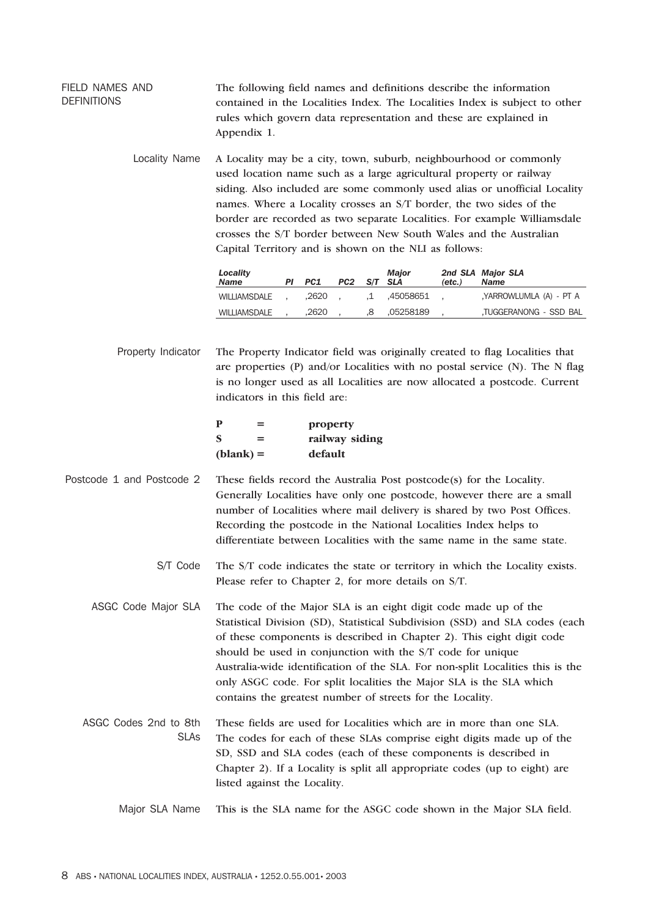## FIELD NAMES AND DEFINITIONS

The following field names and definitions describe the information contained in the Localities Index. The Localities Index is subject to other rules which govern data representation and these are explained in Appendix 1.

### Locality Name

A Locality may be a city, town, suburb, neighbourhood or commonly used location name such as a large agricultural property or railway siding. Also included are some commonly used alias or unofficial Locality names. Where a Locality crosses an S/T border, the two sides of the border are recorded as two separate Localities. For example Williamsdale crosses the S/T border between New South Wales and the Australian Capital Territory and is shown on the NLI as follows:

| *Locality Name* | *PI* | *PC1* | *PC2* | *S/T* | *Major SLA* | *2nd SLA (etc.)* | *Major SLA Name* |
|---|---|---|---|---|---|---|---|
| WILLIAMSDALE | , | ,2620 | , | ,1 | ,45058651 | , | ,YARROWLUMLA (A) - PT A |
| WILLIAMSDALE | , | ,2620 | , | ,8 | ,05258189 | , | ,TUGGERANONG - SSD BAL |

### Property Indicator

The Property Indicator field was originally created to flag Localities that are properties (P) and/or Localities with no postal service (N). The N flag is no longer used as all Localities are now allocated a postcode. Current indicators in this field are:

| | | |
|---|---|---|
| **P** | **=** | **property** |
| **S** | **=** | **railway siding** |
| **(blank)** | **=** | **default** |

### Postcode 1 and Postcode 2

These fields record the Australia Post postcode(s) for the Locality. Generally Localities have only one postcode, however there are a small number of Localities where mail delivery is shared by two Post Offices. Recording the postcode in the National Localities Index helps to differentiate between Localities with the same name in the same state.

### S/T Code

The S/T code indicates the state or territory in which the Locality exists. Please refer to Chapter 2, for more details on S/T.

### ASGC Code Major SLA

The code of the Major SLA is an eight digit code made up of the Statistical Division (SD), Statistical Subdivision (SSD) and SLA codes (each of these components is described in Chapter 2). This eight digit code should be used in conjunction with the S/T code for unique Australia-wide identification of the SLA. For non-split Localities this is the only ASGC code. For split localities the Major SLA is the SLA which contains the greatest number of streets for the Locality.

### ASGC Codes 2nd to 8th SLAs

These fields are used for Localities which are in more than one SLA. The codes for each of these SLAs comprise eight digits made up of the SD, SSD and SLA codes (each of these components is described in Chapter 2). If a Locality is split all appropriate codes (up to eight) are listed against the Locality.

### Major SLA Name

This is the SLA name for the ASGC code shown in the Major SLA field.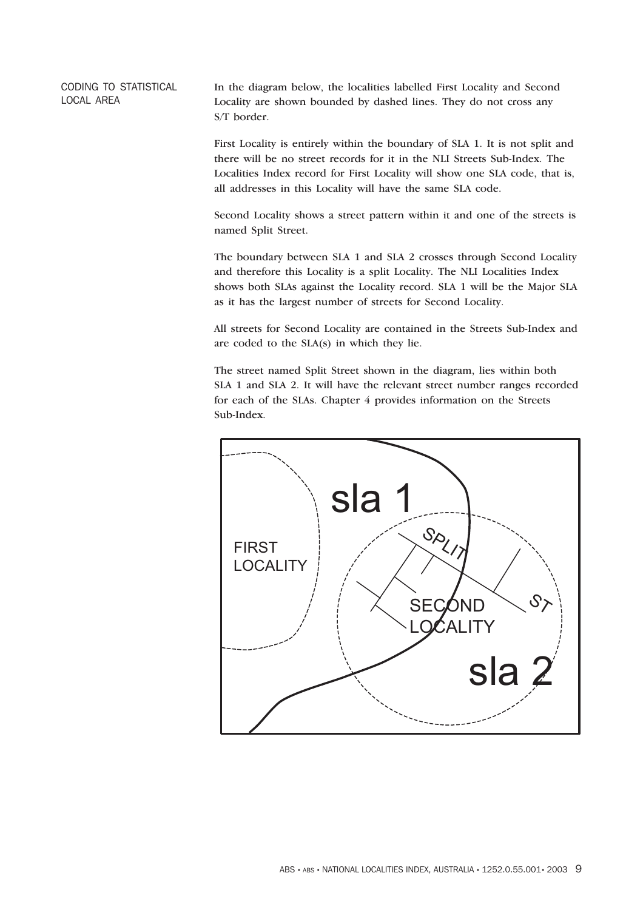## CODING TO STATISTICAL LOCAL AREA

In the diagram below, the localities labelled First Locality and Second Locality are shown bounded by dashed lines. They do not cross any S/T border.

First Locality is entirely within the boundary of SLA 1. It is not split and there will be no street records for it in the NLI Streets Sub-Index. The Localities Index record for First Locality will show one SLA code, that is, all addresses in this Locality will have the same SLA code.

Second Locality shows a street pattern within it and one of the streets is named Split Street.

The boundary between SLA 1 and SLA 2 crosses through Second Locality and therefore this Locality is a split Locality. The NLI Localities Index shows both SLAs against the Locality record. SLA 1 will be the Major SLA as it has the largest number of streets for Second Locality.

All streets for Second Locality are contained in the Streets Sub-Index and are coded to the SLA(s) in which they lie.

The street named Split Street shown in the diagram, lies within both SLA 1 and SLA 2. It will have the relevant street number ranges recorded for each of the SLAs. Chapter 4 provides information on the Streets Sub-Index.

sla 1

FIRST LOCALITY

SPLIT ST

SECOND LOCALITY

sla 2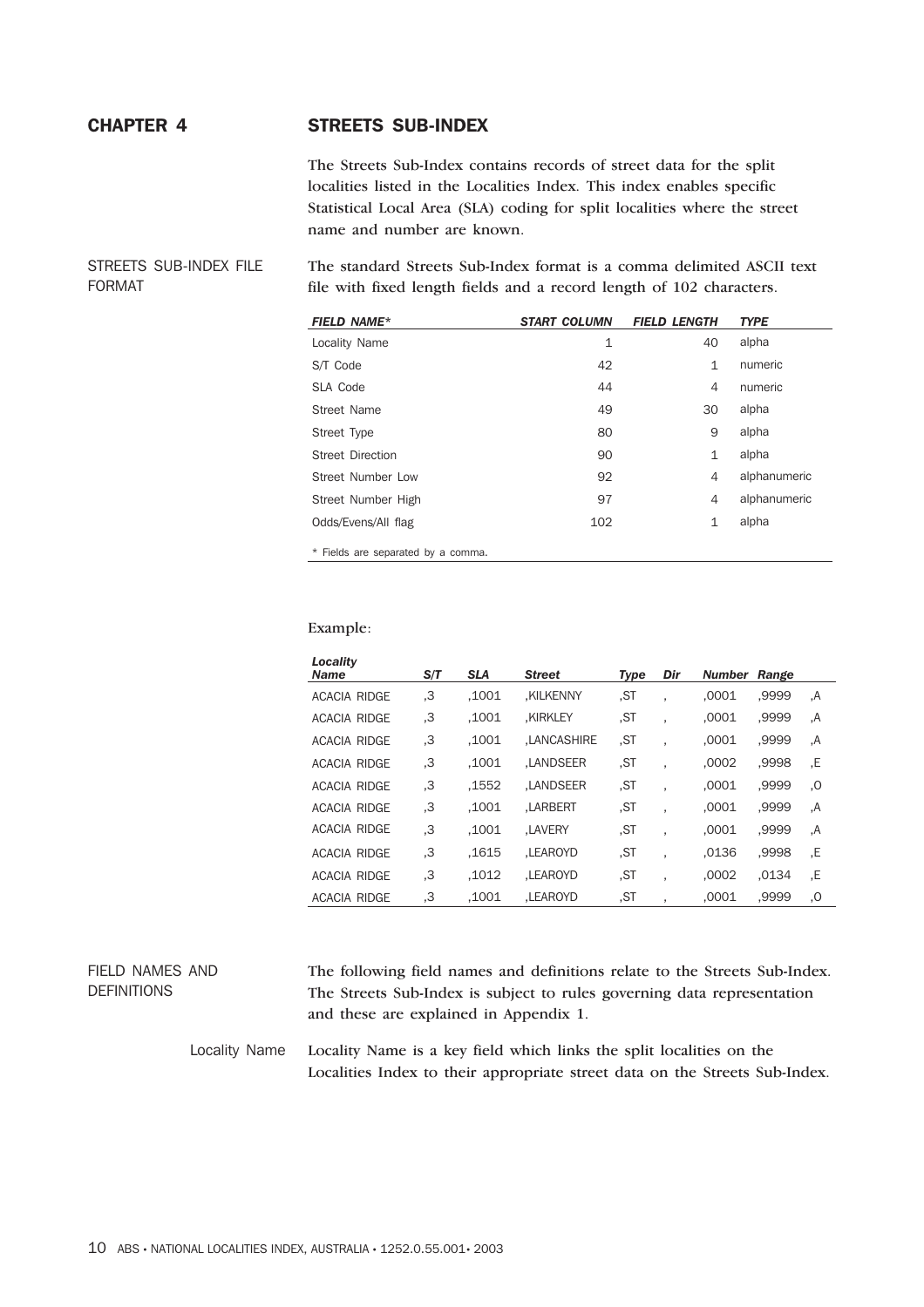# CHAPTER 4 STREETS SUB-INDEX

The Streets Sub-Index contains records of street data for the split localities listed in the Localities Index. This index enables specific Statistical Local Area (SLA) coding for split localities where the street name and number are known.

## STREETS SUB-INDEX FILE FORMAT

The standard Streets Sub-Index format is a comma delimited ASCII text file with fixed length fields and a record length of 102 characters.

| FIELD NAME* | START COLUMN | FIELD LENGTH | TYPE |
|---|---|---|---|
| Locality Name | 1 | 40 | alpha |
| S/T Code | 42 | 1 | numeric |
| SLA Code | 44 | 4 | numeric |
| Street Name | 49 | 30 | alpha |
| Street Type | 80 | 9 | alpha |
| Street Direction | 90 | 1 | alpha |
| Street Number Low | 92 | 4 | alphanumeric |
| Street Number High | 97 | 4 | alphanumeric |
| Odds/Evens/All flag | 102 | 1 | alpha |

* Fields are separated by a comma.

Example:

| Locality Name | S/T | SLA | Street | Type | Dir | Number | Range | |
|---|---|---|---|---|---|---|---|---|
| ACACIA RIDGE | ,3 | ,1001 | ,KILKENNY | ,ST | , | ,0001 | ,9999 | ,A |
| ACACIA RIDGE | ,3 | ,1001 | ,KIRKLEY | ,ST | , | ,0001 | ,9999 | ,A |
| ACACIA RIDGE | ,3 | ,1001 | ,LANCASHIRE | ,ST | , | ,0001 | ,9999 | ,A |
| ACACIA RIDGE | ,3 | ,1001 | ,LANDSEER | ,ST | , | ,0002 | ,9998 | ,E |
| ACACIA RIDGE | ,3 | ,1552 | ,LANDSEER | ,ST | , | ,0001 | ,9999 | ,O |
| ACACIA RIDGE | ,3 | ,1001 | ,LARBERT | ,ST | , | ,0001 | ,9999 | ,A |
| ACACIA RIDGE | ,3 | ,1001 | ,LAVERY | ,ST | , | ,0001 | ,9999 | ,A |
| ACACIA RIDGE | ,3 | ,1615 | ,LEAROYD | ,ST | , | ,0136 | ,9998 | ,E |
| ACACIA RIDGE | ,3 | ,1012 | ,LEAROYD | ,ST | , | ,0002 | ,0134 | ,E |
| ACACIA RIDGE | ,3 | ,1001 | ,LEAROYD | ,ST | , | ,0001 | ,9999 | ,O |

## FIELD NAMES AND DEFINITIONS

The following field names and definitions relate to the Streets Sub-Index. The Streets Sub-Index is subject to rules governing data representation and these are explained in Appendix 1.

**Locality Name** Locality Name is a key field which links the split localities on the Localities Index to their appropriate street data on the Streets Sub-Index.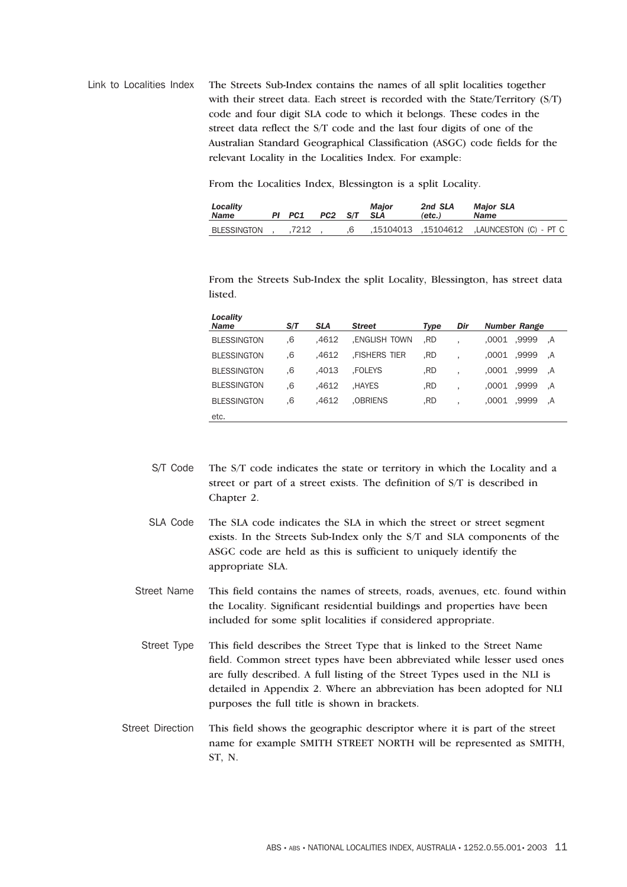**Link to Localities Index**

The Streets Sub-Index contains the names of all split localities together with their street data. Each street is recorded with the State/Territory (S/T) code and four digit SLA code to which it belongs. These codes in the street data reflect the S/T code and the last four digits of one of the Australian Standard Geographical Classification (ASGC) code fields for the relevant Locality in the Localities Index. For example:

From the Localities Index, Blessington is a split Locality.

| *Locality Name* | *PI* | *PC1* | *PC2* | *S/T* | *Major SLA* | *2nd SLA (etc.)* | *Major SLA Name* |
|---|---|---|---|---|---|---|---|
| BLESSINGTON | , | ,7212 | , | ,6 | ,15104013 | ,15104612 | ,LAUNCESTON (C) - PT C |

From the Streets Sub-Index the split Locality, Blessington, has street data listed.

| *Locality Name* | *S/T* | *SLA* | *Street* | *Type* | *Dir* | *Number Range* | | |
|---|---|---|---|---|---|---|---|---|
| BLESSINGTON | ,6 | ,4612 | ,ENGLISH TOWN | ,RD | , | ,0001 | ,9999 | ,A |
| BLESSINGTON | ,6 | ,4612 | ,FISHERS TIER | ,RD | , | ,0001 | ,9999 | ,A |
| BLESSINGTON | ,6 | ,4013 | ,FOLEYS | ,RD | , | ,0001 | ,9999 | ,A |
| BLESSINGTON | ,6 | ,4612 | ,HAYES | ,RD | , | ,0001 | ,9999 | ,A |
| BLESSINGTON | ,6 | ,4612 | ,OBRIENS | ,RD | , | ,0001 | ,9999 | ,A |
| etc. | | | | | | | | |

**S/T Code**

The S/T code indicates the state or territory in which the Locality and a street or part of a street exists. The definition of S/T is described in Chapter 2.

**SLA Code**

The SLA code indicates the SLA in which the street or street segment exists. In the Streets Sub-Index only the S/T and SLA components of the ASGC code are held as this is sufficient to uniquely identify the appropriate SLA.

**Street Name**

This field contains the names of streets, roads, avenues, etc. found within the Locality. Significant residential buildings and properties have been included for some split localities if considered appropriate.

**Street Type**

This field describes the Street Type that is linked to the Street Name field. Common street types have been abbreviated while lesser used ones are fully described. A full listing of the Street Types used in the NLI is detailed in Appendix 2. Where an abbreviation has been adopted for NLI purposes the full title is shown in brackets.

**Street Direction**

This field shows the geographic descriptor where it is part of the street name for example SMITH STREET NORTH will be represented as SMITH, ST, N.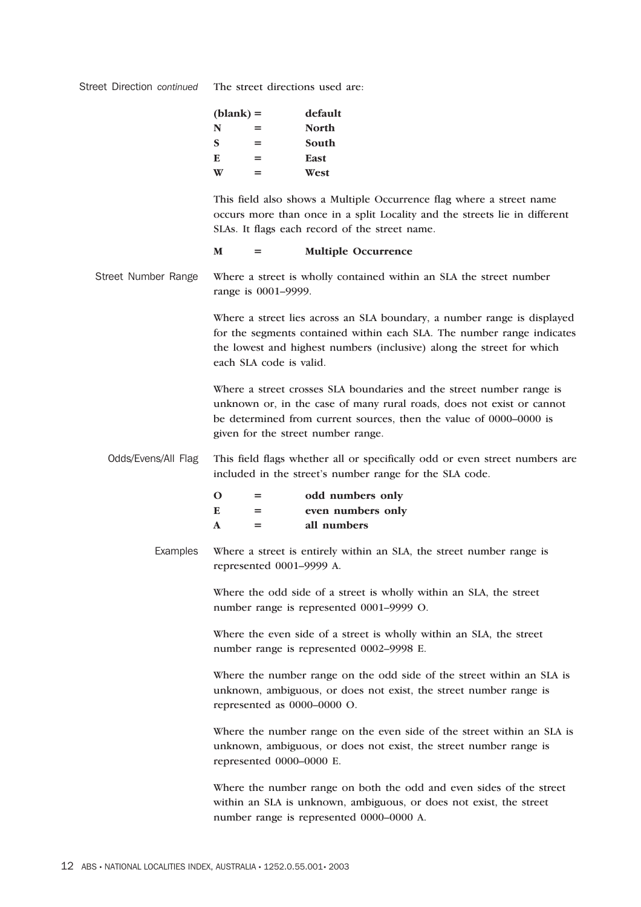Street Direction *continued*

The street directions used are:

| | | |
|---|---|---|
| **(blank)** | **=** | **default** |
| **N** | **=** | **North** |
| **S** | **=** | **South** |
| **E** | **=** | **East** |
| **W** | **=** | **West** |

This field also shows a Multiple Occurrence flag where a street name occurs more than once in a split Locality and the streets lie in different SLAs. It flags each record of the street name.

| | | |
|---|---|---|
| **M** | **=** | **Multiple Occurrence** |

Street Number Range

Where a street is wholly contained within an SLA the street number range is 0001–9999.

Where a street lies across an SLA boundary, a number range is displayed for the segments contained within each SLA. The number range indicates the lowest and highest numbers (inclusive) along the street for which each SLA code is valid.

Where a street crosses SLA boundaries and the street number range is unknown or, in the case of many rural roads, does not exist or cannot be determined from current sources, then the value of 0000–0000 is given for the street number range.

Odds/Evens/All Flag

This field flags whether all or specifically odd or even street numbers are included in the street's number range for the SLA code.

| | | |
|---|---|---|
| **O** | **=** | **odd numbers only** |
| **E** | **=** | **even numbers only** |
| **A** | **=** | **all numbers** |

Examples

Where a street is entirely within an SLA, the street number range is represented 0001–9999 A.

Where the odd side of a street is wholly within an SLA, the street number range is represented 0001–9999 O.

Where the even side of a street is wholly within an SLA, the street number range is represented 0002–9998 E.

Where the number range on the odd side of the street within an SLA is unknown, ambiguous, or does not exist, the street number range is represented as 0000–0000 O.

Where the number range on the even side of the street within an SLA is unknown, ambiguous, or does not exist, the street number range is represented 0000–0000 E.

Where the number range on both the odd and even sides of the street within an SLA is unknown, ambiguous, or does not exist, the street number range is represented 0000–0000 A.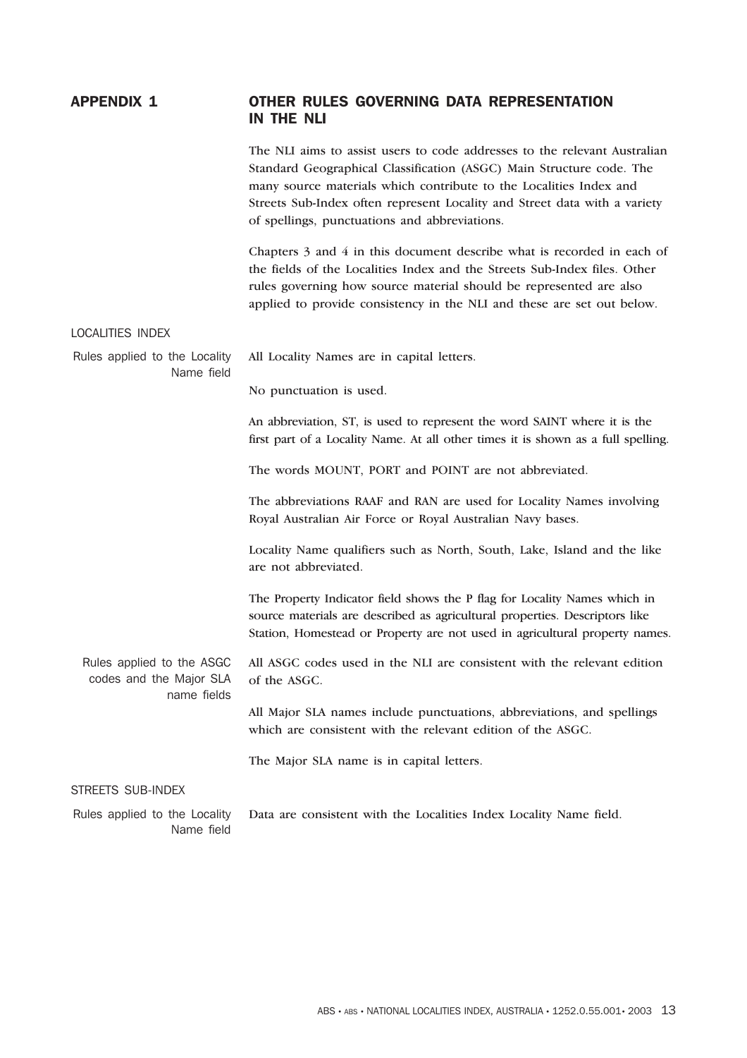# APPENDIX 1 OTHER RULES GOVERNING DATA REPRESENTATION IN THE NLI

The NLI aims to assist users to code addresses to the relevant Australian Standard Geographical Classification (ASGC) Main Structure code. The many source materials which contribute to the Localities Index and Streets Sub-Index often represent Locality and Street data with a variety of spellings, punctuations and abbreviations.

Chapters 3 and 4 in this document describe what is recorded in each of the fields of the Localities Index and the Streets Sub-Index files. Other rules governing how source material should be represented are also applied to provide consistency in the NLI and these are set out below.

## LOCALITIES INDEX

### Rules applied to the Locality Name field

All Locality Names are in capital letters.

No punctuation is used.

An abbreviation, ST, is used to represent the word SAINT where it is the first part of a Locality Name. At all other times it is shown as a full spelling.

The words MOUNT, PORT and POINT are not abbreviated.

The abbreviations RAAF and RAN are used for Locality Names involving Royal Australian Air Force or Royal Australian Navy bases.

Locality Name qualifiers such as North, South, Lake, Island and the like are not abbreviated.

The Property Indicator field shows the P flag for Locality Names which in source materials are described as agricultural properties. Descriptors like Station, Homestead or Property are not used in agricultural property names.

### Rules applied to the ASGC codes and the Major SLA name fields

All ASGC codes used in the NLI are consistent with the relevant edition of the ASGC.

All Major SLA names include punctuations, abbreviations, and spellings which are consistent with the relevant edition of the ASGC.

The Major SLA name is in capital letters.

## STREETS SUB-INDEX

### Rules applied to the Locality Name field

Data are consistent with the Localities Index Locality Name field.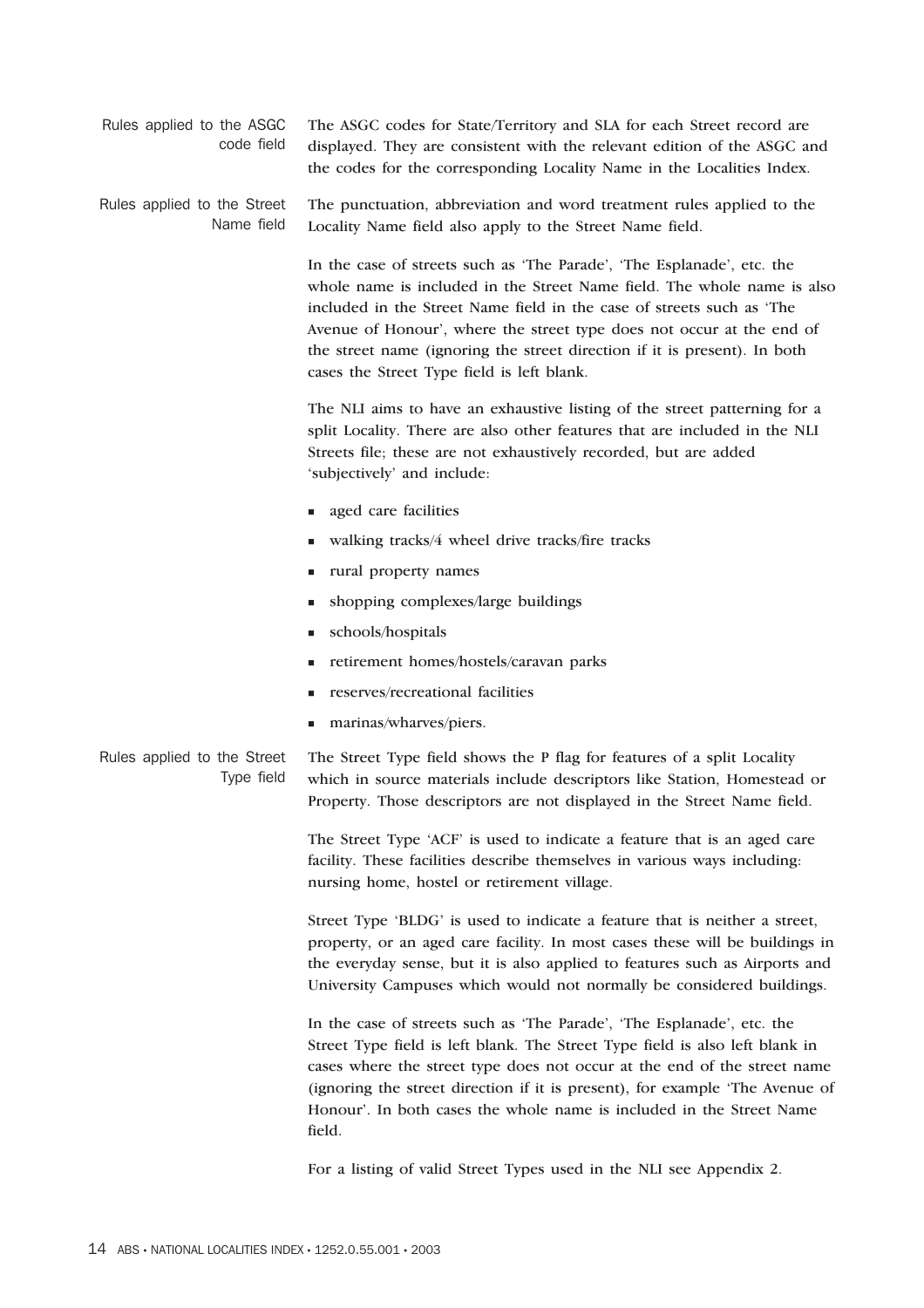### Rules applied to the ASGC code field

The ASGC codes for State/Territory and SLA for each Street record are displayed. They are consistent with the relevant edition of the ASGC and the codes for the corresponding Locality Name in the Localities Index.

### Rules applied to the Street Name field

The punctuation, abbreviation and word treatment rules applied to the Locality Name field also apply to the Street Name field.

In the case of streets such as 'The Parade', 'The Esplanade', etc. the whole name is included in the Street Name field. The whole name is also included in the Street Name field in the case of streets such as 'The Avenue of Honour', where the street type does not occur at the end of the street name (ignoring the street direction if it is present). In both cases the Street Type field is left blank.

The NLI aims to have an exhaustive listing of the street patterning for a split Locality. There are also other features that are included in the NLI Streets file; these are not exhaustively recorded, but are added 'subjectively' and include:

- aged care facilities
- walking tracks/4 wheel drive tracks/fire tracks
- rural property names
- shopping complexes/large buildings
- schools/hospitals
- retirement homes/hostels/caravan parks
- reserves/recreational facilities
- marinas/wharves/piers.

### Rules applied to the Street Type field

The Street Type field shows the P flag for features of a split Locality which in source materials include descriptors like Station, Homestead or Property. Those descriptors are not displayed in the Street Name field.

The Street Type 'ACF' is used to indicate a feature that is an aged care facility. These facilities describe themselves in various ways including: nursing home, hostel or retirement village.

Street Type 'BLDG' is used to indicate a feature that is neither a street, property, or an aged care facility. In most cases these will be buildings in the everyday sense, but it is also applied to features such as Airports and University Campuses which would not normally be considered buildings.

In the case of streets such as 'The Parade', 'The Esplanade', etc. the Street Type field is left blank. The Street Type field is also left blank in cases where the street type does not occur at the end of the street name (ignoring the street direction if it is present), for example 'The Avenue of Honour'. In both cases the whole name is included in the Street Name field.

For a listing of valid Street Types used in the NLI see Appendix 2.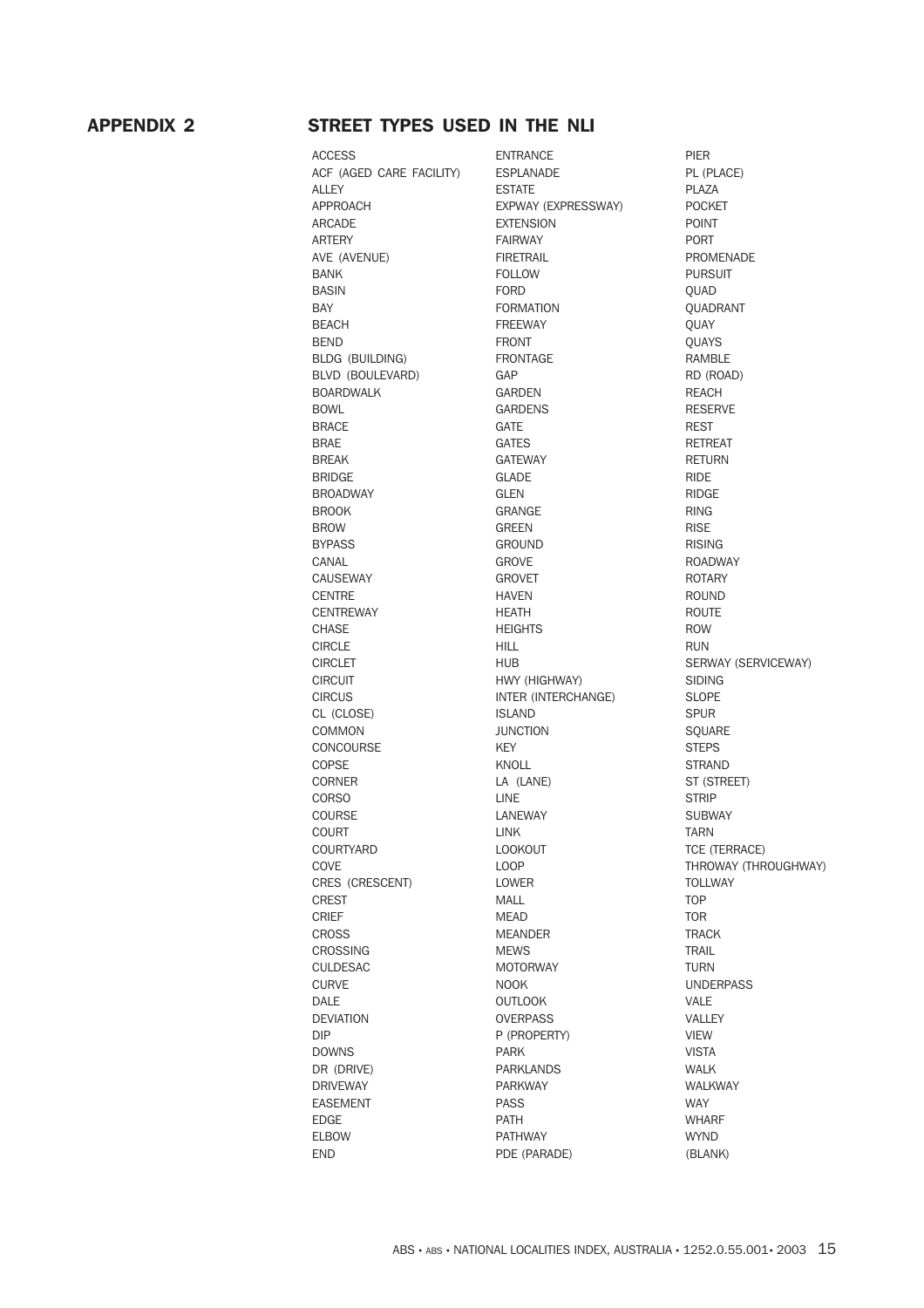## APPENDIX 2 STREET TYPES USED IN THE NLI

ACCESS
ACF (AGED CARE FACILITY)
ALLEY
APPROACH
ARCADE
ARTERY
AVE (AVENUE)
BANK
BASIN
BAY
BEACH
BEND
BLDG (BUILDING)
BLVD (BOULEVARD)
BOARDWALK
BOWL
BRACE
BRAE
BREAK
BRIDGE
BROADWAY
BROOK
BROW
BYPASS
CANAL
CAUSEWAY
CENTRE
CENTREWAY
CHASE
CIRCLE
CIRCLET
CIRCUIT
CIRCUS
CL (CLOSE)
COMMON
CONCOURSE
COPSE
CORNER
CORSO
COURSE
COURT
COURTYARD
COVE
CRES (CRESCENT)
CREST
CRIEF
CROSS
CROSSING
CULDESAC
CURVE
DALE
DEVIATION
DIP
DOWNS
DR (DRIVE)
DRIVEWAY
EASEMENT
EDGE
ELBOW
END
ENTRANCE
ESPLANADE
ESTATE
EXPWAY (EXPRESSWAY)
EXTENSION
FAIRWAY
FIRETRAIL
FOLLOW
FORD
FORMATION
FREEWAY
FRONT
FRONTAGE
GAP
GARDEN
GARDENS
GATE
GATES
GATEWAY
GLADE
GLEN
GRANGE
GREEN
GROUND
GROVE
GROVET
HAVEN
HEATH
HEIGHTS
HILL
HUB
HWY (HIGHWAY)
INTER (INTERCHANGE)
ISLAND
JUNCTION
KEY
KNOLL
LA (LANE)
LINE
LANEWAY
LINK
LOOKOUT
LOOP
LOWER
MALL
MEAD
MEANDER
MEWS
MOTORWAY
NOOK
OUTLOOK
OVERPASS
P (PROPERTY)
PARK
PARKLANDS
PARKWAY
PASS
PATH
PATHWAY
PDE (PARADE)
PIER
PL (PLACE)
PLAZA
POCKET
POINT
PORT
PROMENADE
PURSUIT
QUAD
QUADRANT
QUAY
QUAYS
RAMBLE
RD (ROAD)
REACH
RESERVE
REST
RETREAT
RETURN
RIDE
RIDGE
RING
RISE
RISING
ROADWAY
ROTARY
ROUND
ROUTE
ROW
RUN
SERWAY (SERVICEWAY)
SIDING
SLOPE
SPUR
SQUARE
STEPS
STRAND
ST (STREET)
STRIP
SUBWAY
TARN
TCE (TERRACE)
THROWAY (THROUGHWAY)
TOLLWAY
TOP
TOR
TRACK
TRAIL
TURN
UNDERPASS
VALE
VALLEY
VIEW
VISTA
WALK
WALKWAY
WAY
WHARF
WYND
(BLANK)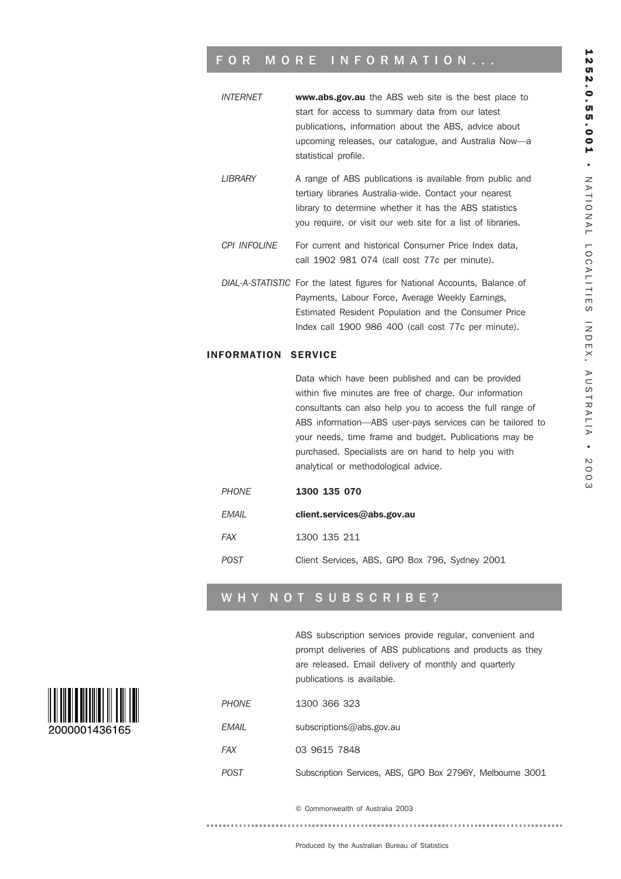## FOR MORE INFORMATION...

*INTERNET* **www.abs.gov.au** the ABS web site is the best place to start for access to summary data from our latest publications, information about the ABS, advice about upcoming releases, our catalogue, and Australia Now—a statistical profile.

*LIBRARY* A range of ABS publications is available from public and tertiary libraries Australia-wide. Contact your nearest library to determine whether it has the ABS statistics you require, or visit our web site for a list of libraries.

*CPI INFOLINE* For current and historical Consumer Price Index data, call 1902 981 074 (call cost 77c per minute).

*DIAL-A-STATISTIC* For the latest figures for National Accounts, Balance of Payments, Labour Force, Average Weekly Earnings, Estimated Resident Population and the Consumer Price Index call 1900 986 400 (call cost 77c per minute).

### INFORMATION SERVICE

Data which have been published and can be provided within five minutes are free of charge. Our information consultants can also help you to access the full range of ABS information—ABS user-pays services can be tailored to your needs, time frame and budget. Publications may be purchased. Specialists are on hand to help you with analytical or methodological advice.

*PHONE* **1300 135 070**

*EMAIL* **client.services@abs.gov.au**

*FAX* 1300 135 211

*POST* Client Services, ABS, GPO Box 796, Sydney 2001

## WHY NOT SUBSCRIBE?

ABS subscription services provide regular, convenient and prompt deliveries of ABS publications and products as they are released. Email delivery of monthly and quarterly publications is available.

*PHONE* 1300 366 323

*EMAIL* subscriptions@abs.gov.au

*FAX* 03 9615 7848

*POST* Subscription Services, ABS, GPO Box 2796Y, Melbourne 3001

2000001436165

© Commonwealth of Australia 2003

Produced by the Australian Bureau of Statistics